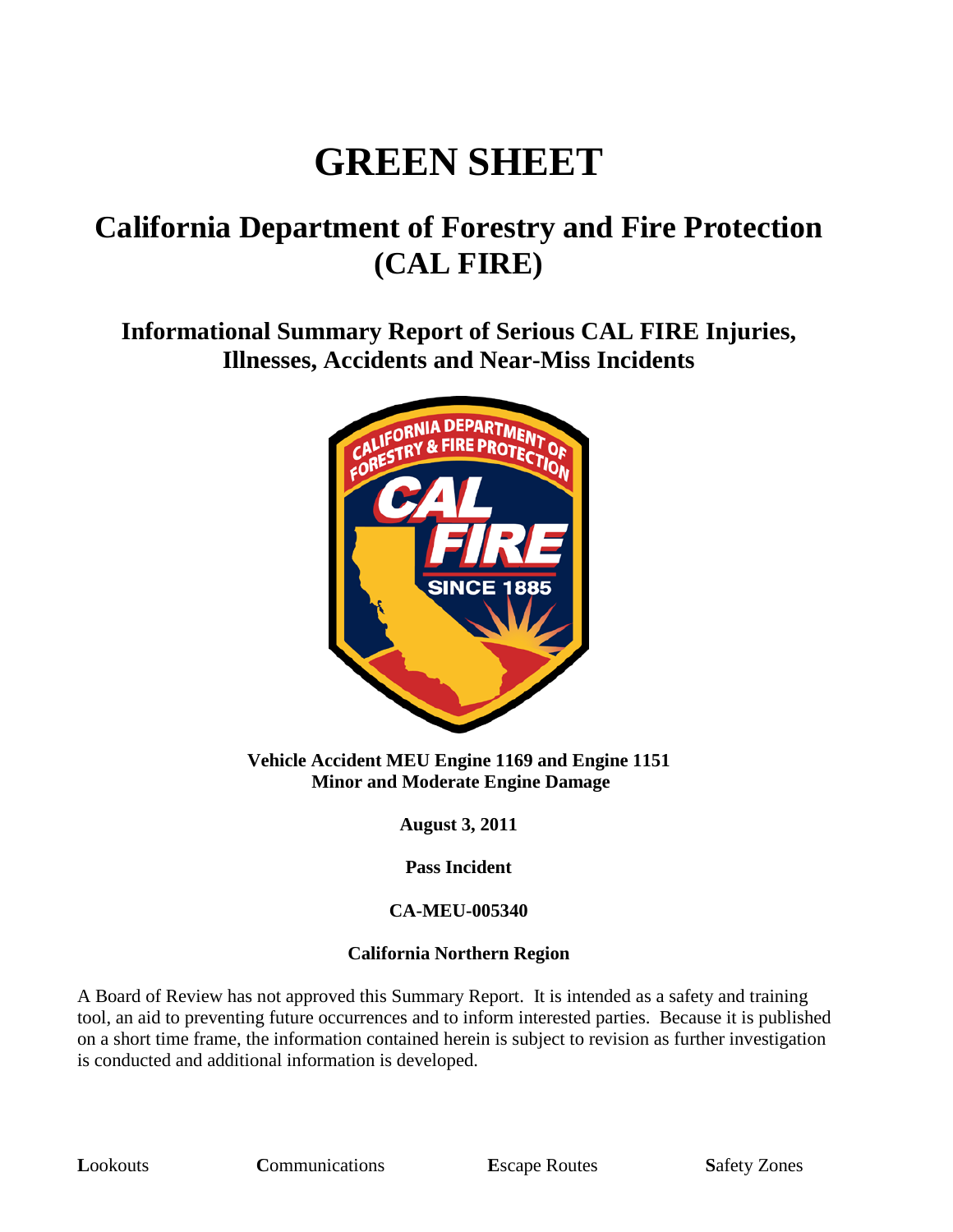# GREEN SHEET

## California Department of Forestry and Fire Protection (CAL FIRE)

### Informational Summary Report of Serious CAL FIRE Injuries, Illnesses, Accidents and Near-Miss Incidents

**Vehicle Accident MEU Engine 1169 and Engine 1151**
**Minor and Moderate Engine Damage**

**August 3, 2011**

**Pass Incident**

**CA-MEU-005340**

**California Northern Region**

A Board of Review has not approved this Summary Report. It is intended as a safety and training tool, an aid to preventing future occurrences and to inform interested parties. Because it is published on a short time frame, the information contained herein is subject to revision as further investigation is conducted and additional information is developed.

**L**ookouts **C**ommunications **E**scape Routes **S**afety Zones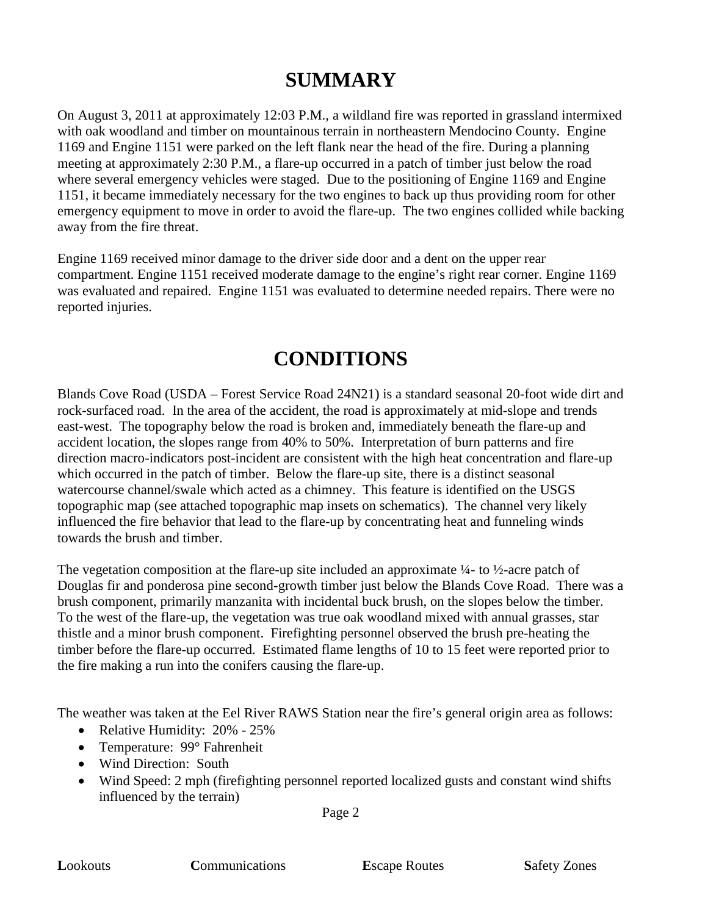# SUMMARY

On August 3, 2011 at approximately 12:03 P.M., a wildland fire was reported in grassland intermixed with oak woodland and timber on mountainous terrain in northeastern Mendocino County. Engine 1169 and Engine 1151 were parked on the left flank near the head of the fire. During a planning meeting at approximately 2:30 P.M., a flare-up occurred in a patch of timber just below the road where several emergency vehicles were staged. Due to the positioning of Engine 1169 and Engine 1151, it became immediately necessary for the two engines to back up thus providing room for other emergency equipment to move in order to avoid the flare-up. The two engines collided while backing away from the fire threat.

Engine 1169 received minor damage to the driver side door and a dent on the upper rear compartment. Engine 1151 received moderate damage to the engine's right rear corner. Engine 1169 was evaluated and repaired. Engine 1151 was evaluated to determine needed repairs. There were no reported injuries.

# CONDITIONS

Blands Cove Road (USDA – Forest Service Road 24N21) is a standard seasonal 20-foot wide dirt and rock-surfaced road. In the area of the accident, the road is approximately at mid-slope and trends east-west. The topography below the road is broken and, immediately beneath the flare-up and accident location, the slopes range from 40% to 50%. Interpretation of burn patterns and fire direction macro-indicators post-incident are consistent with the high heat concentration and flare-up which occurred in the patch of timber. Below the flare-up site, there is a distinct seasonal watercourse channel/swale which acted as a chimney. This feature is identified on the USGS topographic map (see attached topographic map insets on schematics). The channel very likely influenced the fire behavior that lead to the flare-up by concentrating heat and funneling winds towards the brush and timber.

The vegetation composition at the flare-up site included an approximate ¼- to ½-acre patch of Douglas fir and ponderosa pine second-growth timber just below the Blands Cove Road. There was a brush component, primarily manzanita with incidental buck brush, on the slopes below the timber. To the west of the flare-up, the vegetation was true oak woodland mixed with annual grasses, star thistle and a minor brush component. Firefighting personnel observed the brush pre-heating the timber before the flare-up occurred. Estimated flame lengths of 10 to 15 feet were reported prior to the fire making a run into the conifers causing the flare-up.

The weather was taken at the Eel River RAWS Station near the fire's general origin area as follows:

- Relative Humidity: 20% - 25%
- Temperature: 99° Fahrenheit
- Wind Direction: South
- Wind Speed: 2 mph (firefighting personnel reported localized gusts and constant wind shifts influenced by the terrain)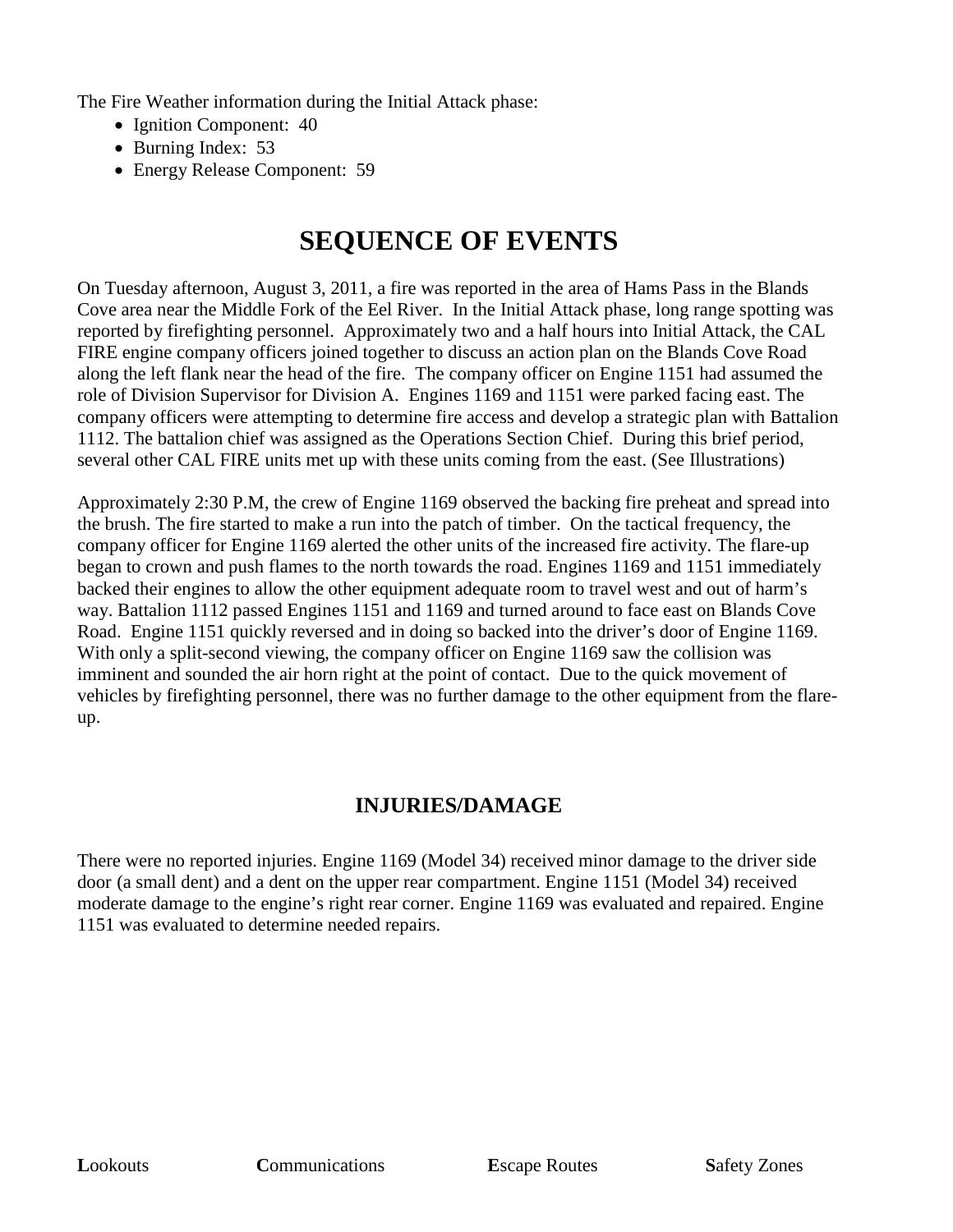The Fire Weather information during the Initial Attack phase:

- Ignition Component: 40
- Burning Index: 53
- Energy Release Component: 59

# SEQUENCE OF EVENTS

On Tuesday afternoon, August 3, 2011, a fire was reported in the area of Hams Pass in the Blands Cove area near the Middle Fork of the Eel River. In the Initial Attack phase, long range spotting was reported by firefighting personnel. Approximately two and a half hours into Initial Attack, the CAL FIRE engine company officers joined together to discuss an action plan on the Blands Cove Road along the left flank near the head of the fire. The company officer on Engine 1151 had assumed the role of Division Supervisor for Division A. Engines 1169 and 1151 were parked facing east. The company officers were attempting to determine fire access and develop a strategic plan with Battalion 1112. The battalion chief was assigned as the Operations Section Chief. During this brief period, several other CAL FIRE units met up with these units coming from the east. (See Illustrations)

Approximately 2:30 P.M, the crew of Engine 1169 observed the backing fire preheat and spread into the brush. The fire started to make a run into the patch of timber. On the tactical frequency, the company officer for Engine 1169 alerted the other units of the increased fire activity. The flare-up began to crown and push flames to the north towards the road. Engines 1169 and 1151 immediately backed their engines to allow the other equipment adequate room to travel west and out of harm's way. Battalion 1112 passed Engines 1151 and 1169 and turned around to face east on Blands Cove Road. Engine 1151 quickly reversed and in doing so backed into the driver's door of Engine 1169. With only a split-second viewing, the company officer on Engine 1169 saw the collision was imminent and sounded the air horn right at the point of contact. Due to the quick movement of vehicles by firefighting personnel, there was no further damage to the other equipment from the flare-up.

## INJURIES/DAMAGE

There were no reported injuries. Engine 1169 (Model 34) received minor damage to the driver side door (a small dent) and a dent on the upper rear compartment. Engine 1151 (Model 34) received moderate damage to the engine's right rear corner. Engine 1169 was evaluated and repaired. Engine 1151 was evaluated to determine needed repairs.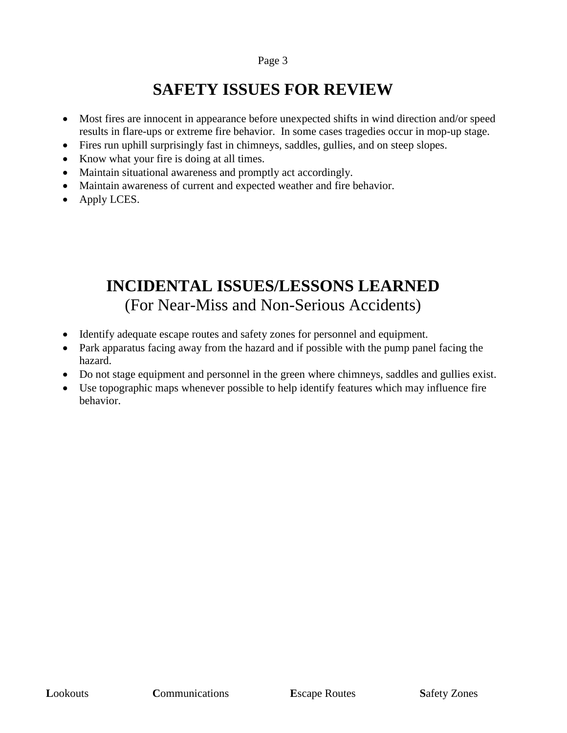# SAFETY ISSUES FOR REVIEW

- Most fires are innocent in appearance before unexpected shifts in wind direction and/or speed results in flare-ups or extreme fire behavior. In some cases tragedies occur in mop-up stage.
- Fires run uphill surprisingly fast in chimneys, saddles, gullies, and on steep slopes.
- Know what your fire is doing at all times.
- Maintain situational awareness and promptly act accordingly.
- Maintain awareness of current and expected weather and fire behavior.
- Apply LCES.

# INCIDENTAL ISSUES/LESSONS LEARNED

(For Near-Miss and Non-Serious Accidents)

- Identify adequate escape routes and safety zones for personnel and equipment.
- Park apparatus facing away from the hazard and if possible with the pump panel facing the hazard.
- Do not stage equipment and personnel in the green where chimneys, saddles and gullies exist.
- Use topographic maps whenever possible to help identify features which may influence fire behavior.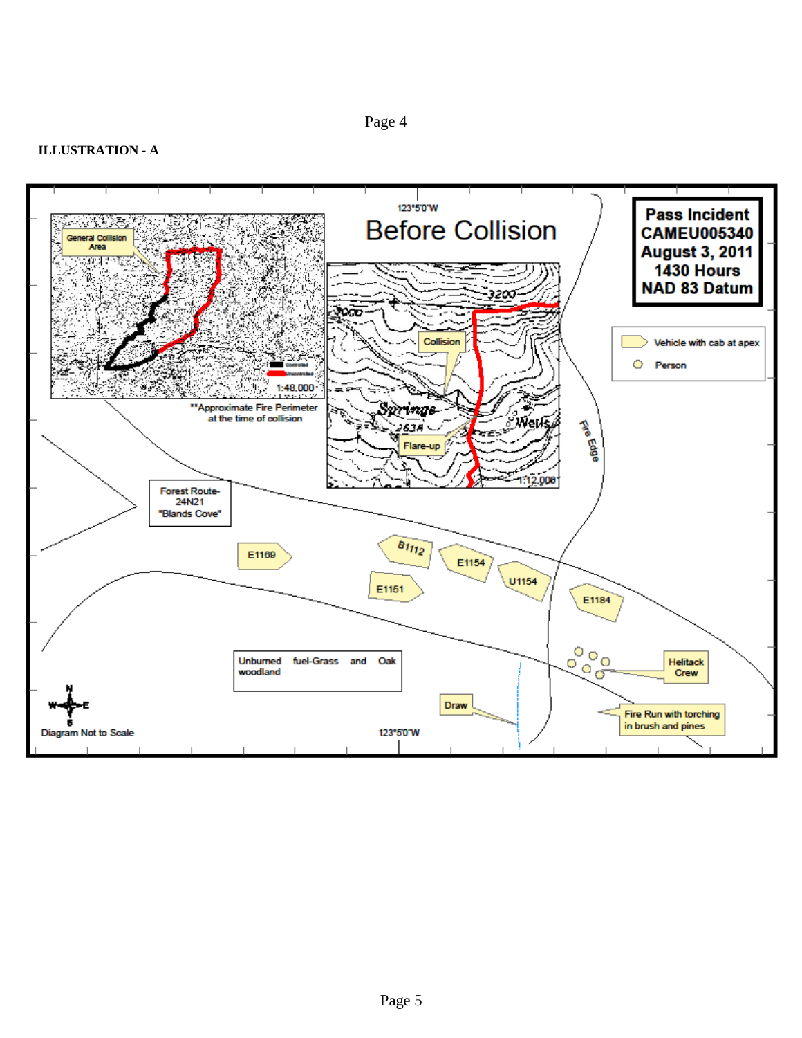**ILLUSTRATION - A**

# Before Collision

**Pass Incident**
**CAMEU005340**
**August 3, 2011**
**1430 Hours**
**NAD 83 Datum**

123°5'0"W

General Collision Area

Controlled

Uncontrolled

1:48,000

**Approximate Fire Perimeter at the time of collision

3200

3000

Collision

Springs

2634

Wells

Flare-up

1:12,000

Vehicle with cab at apex

Person

Fire Edge

Forest Route-24N21 "Blands Cove"

E1169

B1112

E1154

U1154

E1151

E1184

Helitack Crew

Unburned fuel-Grass and Oak woodland

Draw

Fire Run with torching in brush and pines

N

W E

S

Diagram Not to Scale

123°5'0"W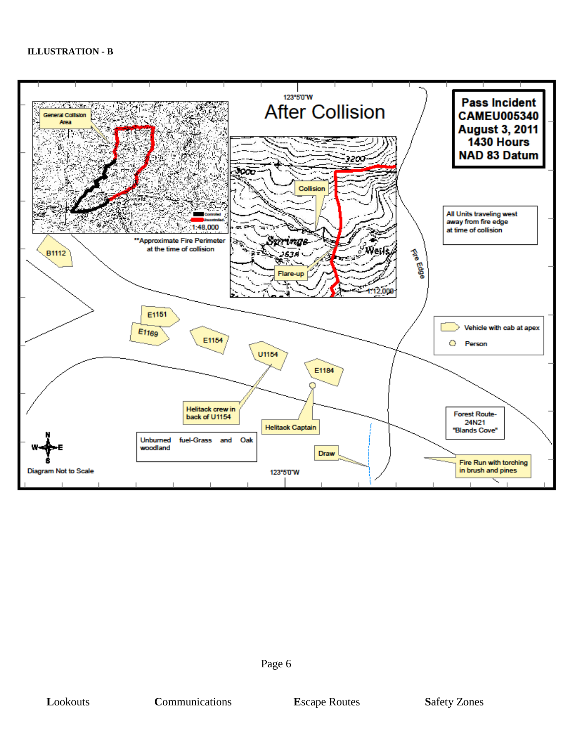**ILLUSTRATION - B**

# After Collision

**Pass Incident**
**CAMEU005340**
**August 3, 2011**
**1430 Hours**
**NAD 83 Datum**

123°5'0"W

General Collision Area

Controlled
Uncontrolled

1:48,000

**Approximate Fire Perimeter at the time of collision

3200

3000

Collision

Springs

2634

Wells

Flare-up

1:12,000

All Units traveling west away from fire edge at time of collision

Fire Edge

B1112

E1151

E1169

E1154

U1154

E1184

Vehicle with cab at apex

Person

Helitack crew in back of U1154

Helitack Captain

Forest Route-24N21 "Blands Cove"

Unburned fuel-Grass and Oak woodland

Draw

Fire Run with torching in brush and pines

Diagram Not to Scale

123°5'0"W

**L**ookouts **C**ommunications **E**scape Routes **S**afety Zones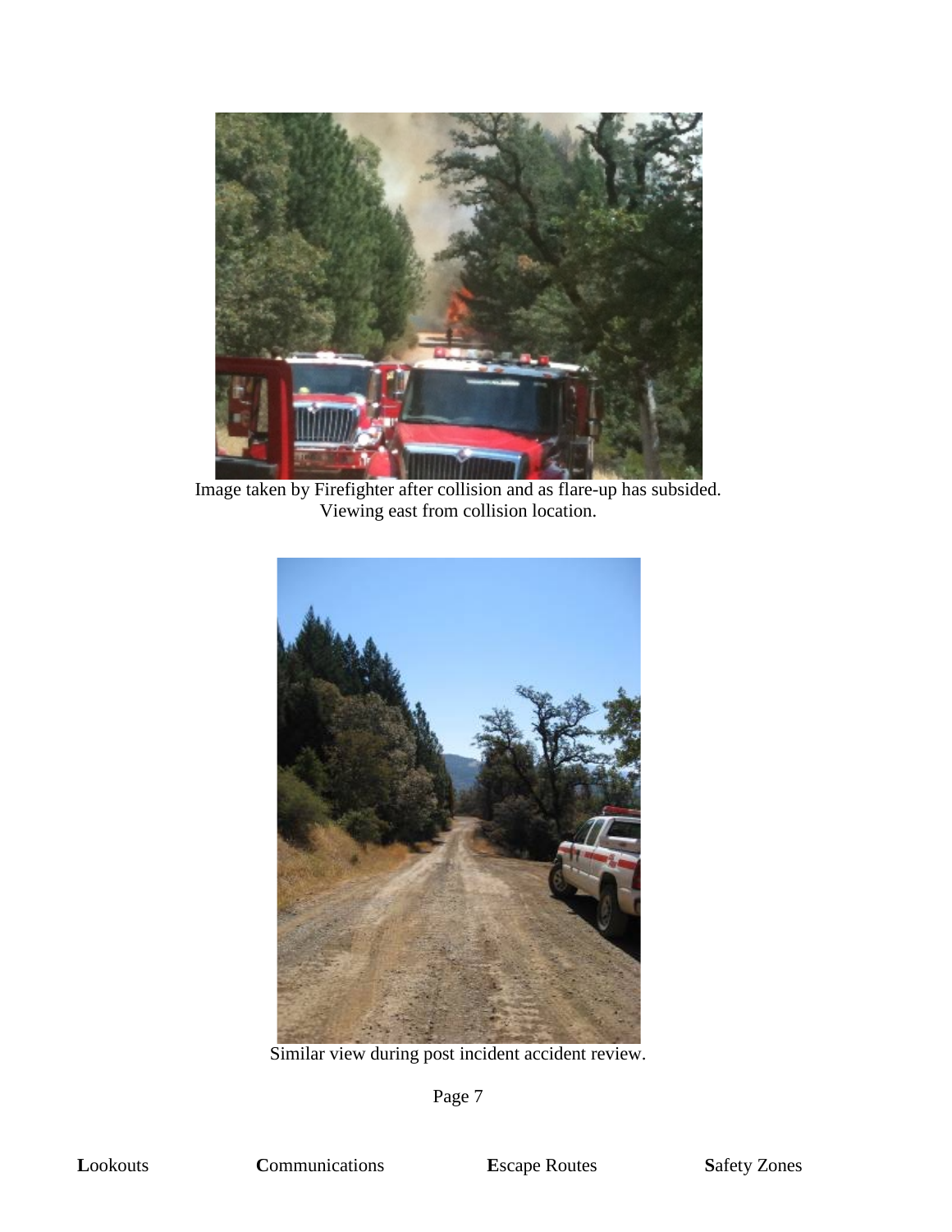Image taken by Firefighter after collision and as flare-up has subsided.
Viewing east from collision location.

Similar view during post incident accident review.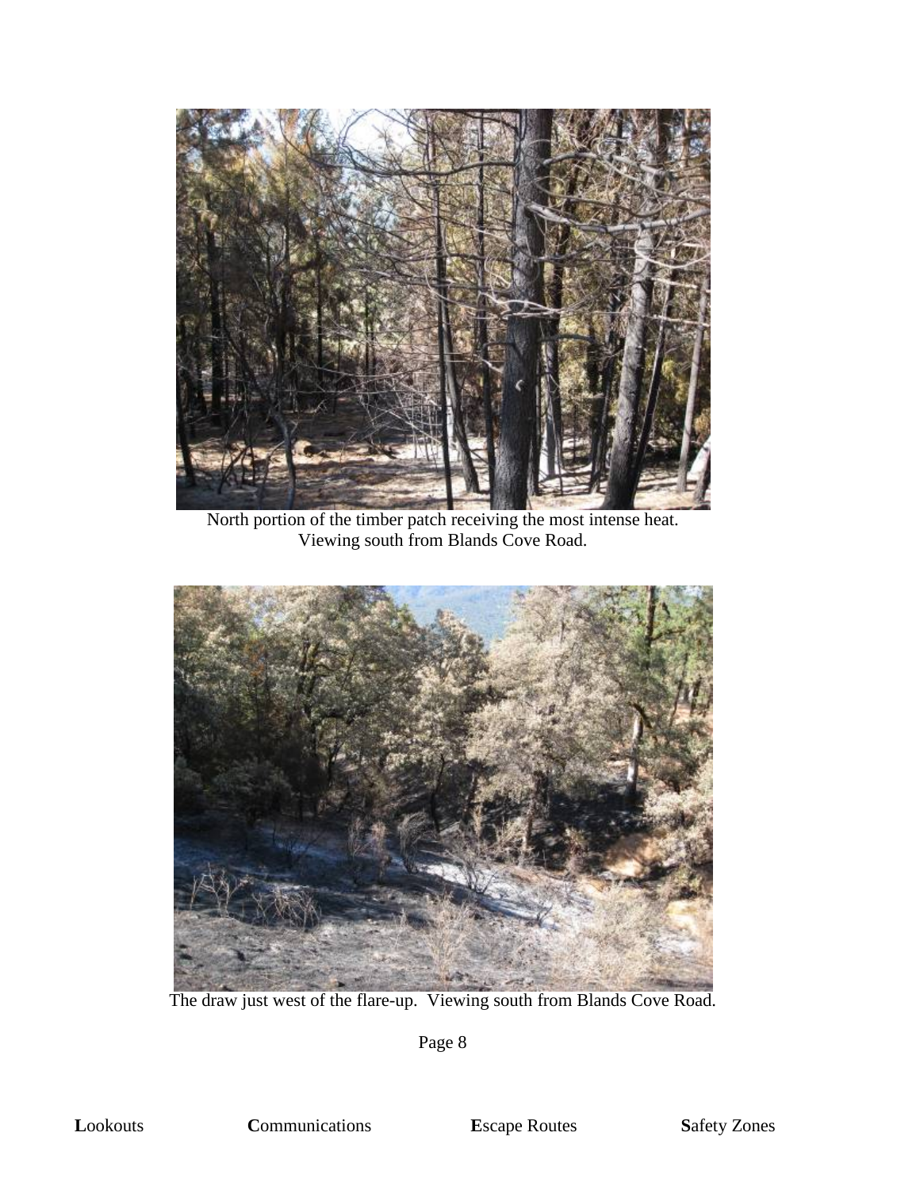North portion of the timber patch receiving the most intense heat.
Viewing south from Blands Cove Road.

The draw just west of the flare-up. Viewing south from Blands Cove Road.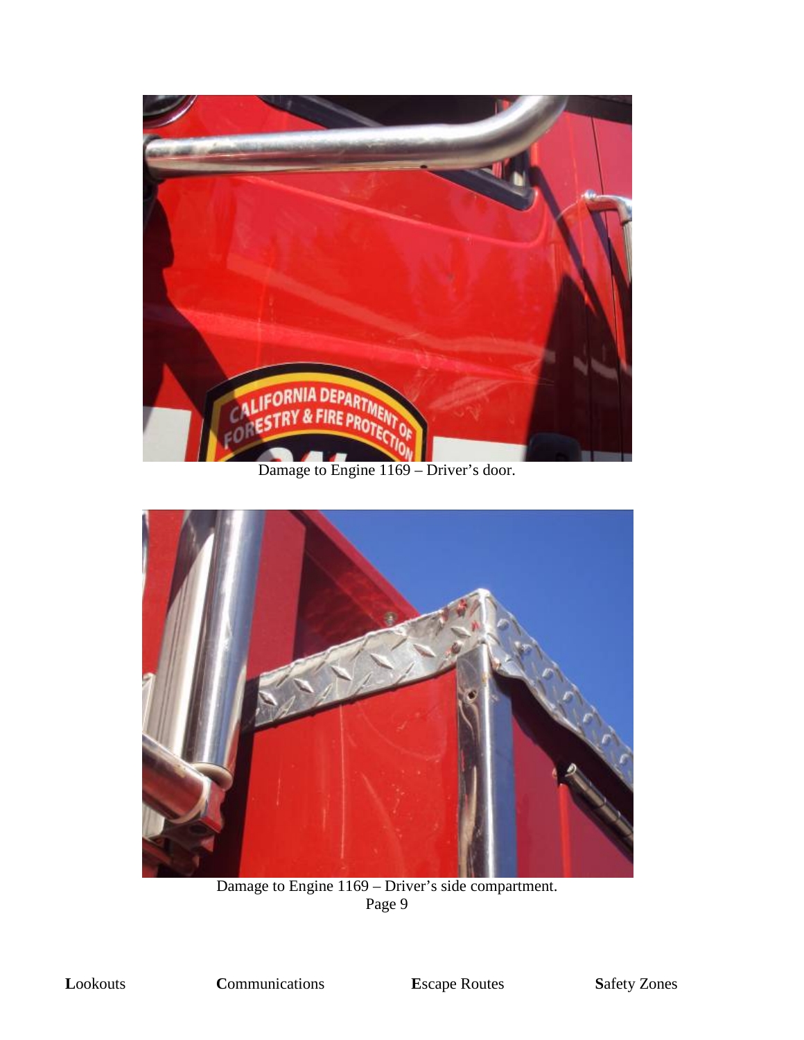Damage to Engine 1169 – Driver's door.

Damage to Engine 1169 – Driver's side compartment.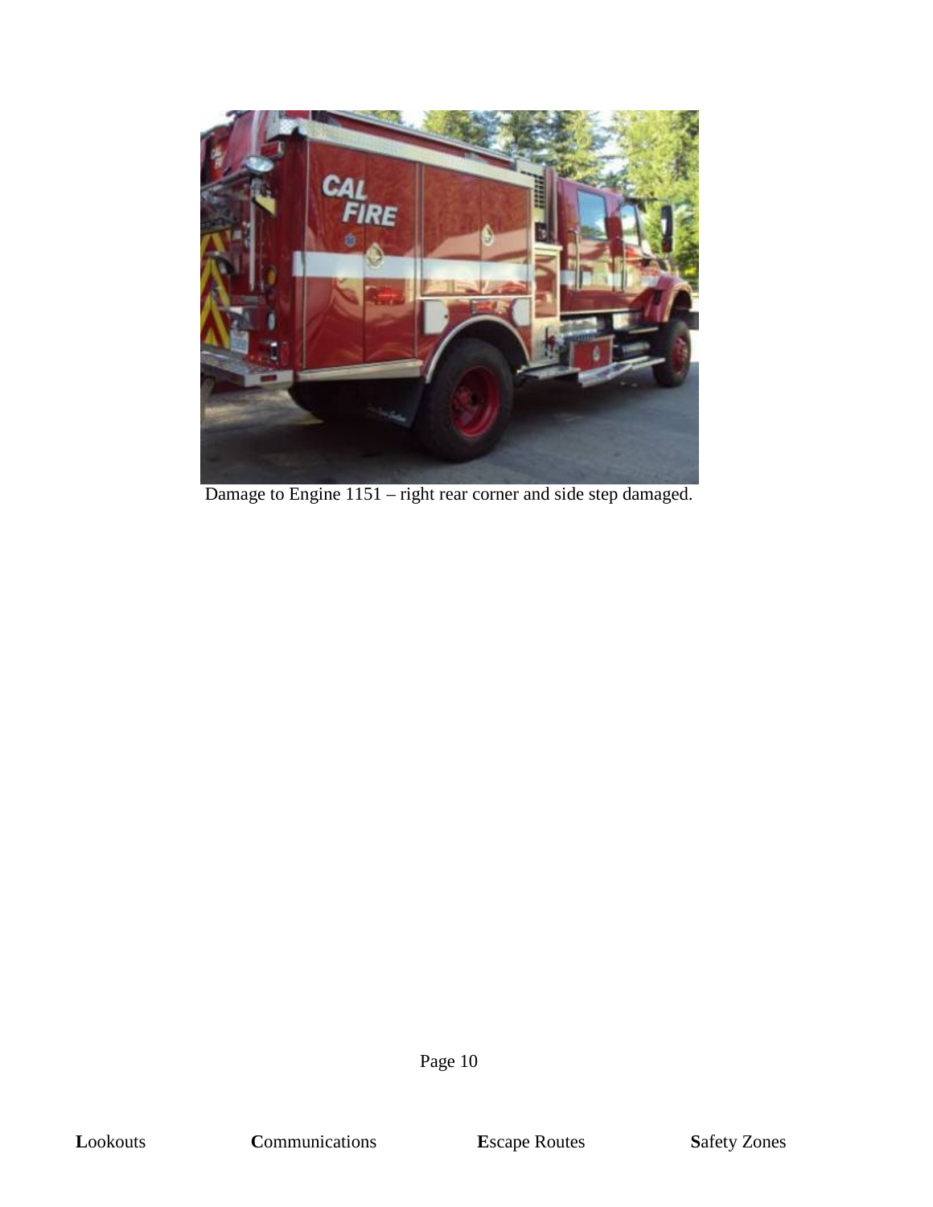Damage to Engine 1151 – right rear corner and side step damaged.